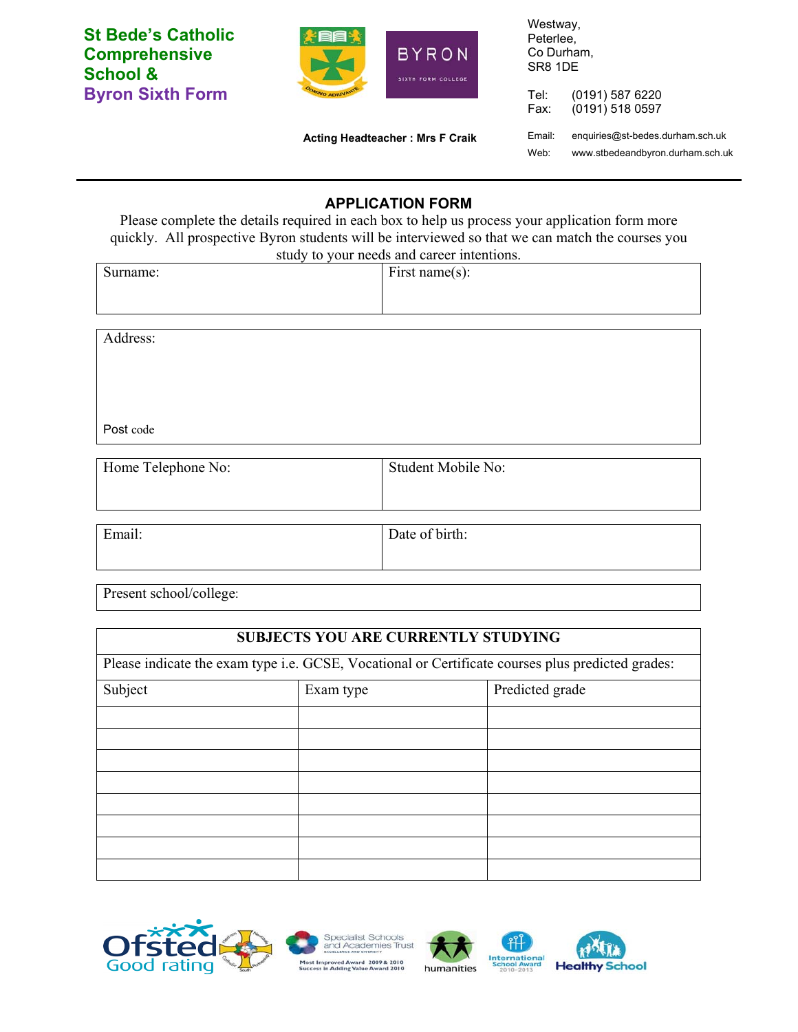**St Bede's Catholic Comprehensive School & Byron Sixth Form**

Westway,
Peterlee,
Co Durham,
SR8 1DE

Tel: (0191) 587 6220
Fax: (0191) 518 0597

**Acting Headteacher : Mrs F Craik**

Email: enquiries@st-bedes.durham.sch.uk
Web: www.stbedeandbyron.durham.sch.uk

## APPLICATION FORM

Please complete the details required in each box to help us process your application form more quickly. All prospective Byron students will be interviewed so that we can match the courses you study to your needs and career intentions.

| Surname: | First name(s): |
|---|---|

| Address: |
|---|
| Post code |

| Home Telephone No: | Student Mobile No: |
|---|---|

| Email: | Date of birth: |
|---|---|

| Present school/college: |
|---|

| **SUBJECTS YOU ARE CURRENTLY STUDYING** | | |
|---|---|---|
| Please indicate the exam type i.e. GCSE, Vocational or Certificate courses plus predicted grades: | | |
| Subject | Exam type | Predicted grade |
| | | |
| | | |
| | | |
| | | |
| | | |
| | | |
| | | |
| | | |

Ofsted Good rating · Specialist Schools and Academies Trust – Most Improved Award 2009 & 2010, Success in Adding Value Award 2010 · humanities · International School Award 2010-2013 · Healthy School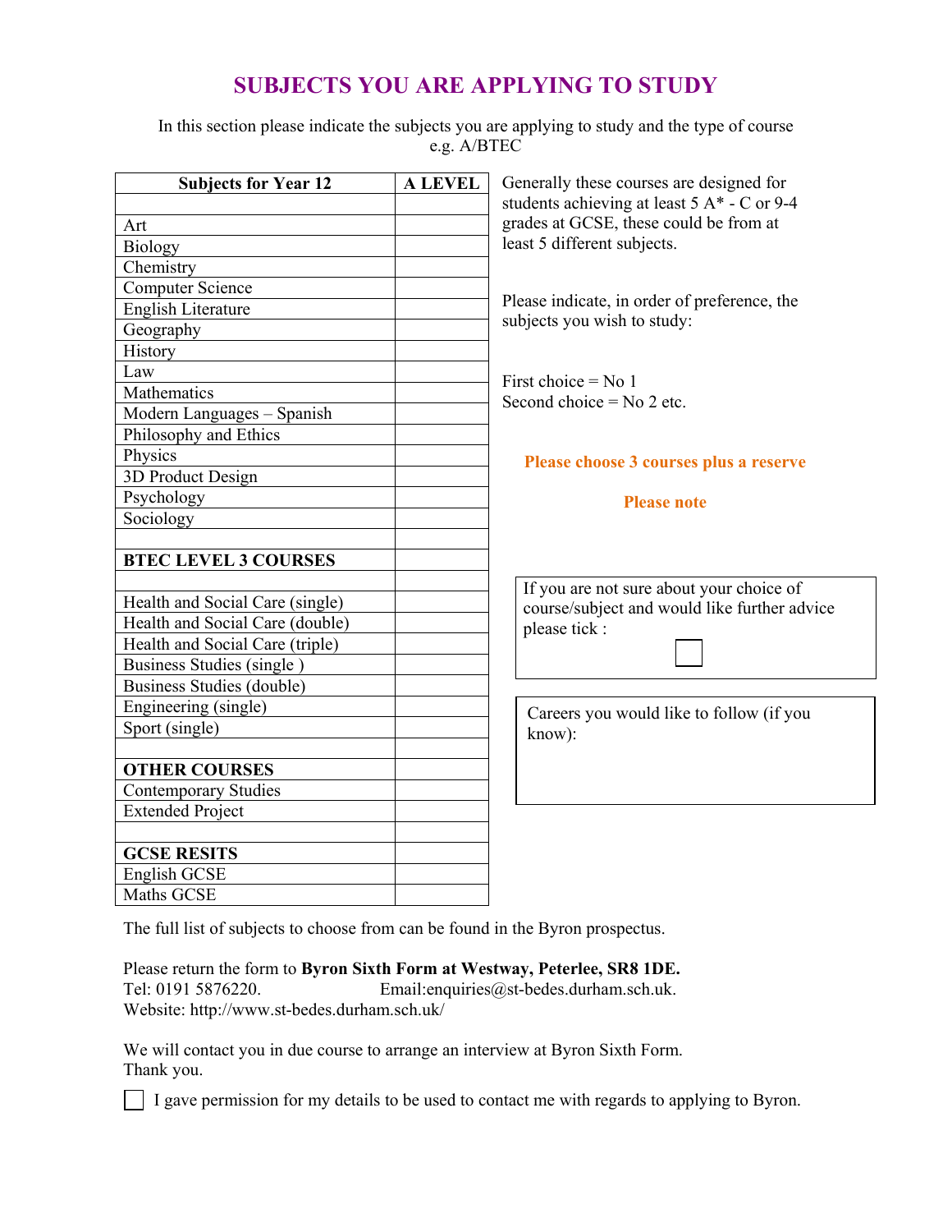# SUBJECTS YOU ARE APPLYING TO STUDY

In this section please indicate the subjects you are applying to study and the type of course e.g. A/BTEC

| Subjects for Year 12 | A LEVEL |
|---|---|
| | |
| Art | |
| Biology | |
| Chemistry | |
| Computer Science | |
| English Literature | |
| Geography | |
| History | |
| Law | |
| Mathematics | |
| Modern Languages – Spanish | |
| Philosophy and Ethics | |
| Physics | |
| 3D Product Design | |
| Psychology | |
| Sociology | |
| | |
| **BTEC LEVEL 3 COURSES** | |
| | |
| Health and Social Care (single) | |
| Health and Social Care (double) | |
| Health and Social Care (triple) | |
| Business Studies (single ) | |
| Business Studies (double) | |
| Engineering (single) | |
| Sport (single) | |
| | |
| **OTHER COURSES** | |
| Contemporary Studies | |
| Extended Project | |
| | |
| **GCSE RESITS** | |
| English GCSE | |
| Maths GCSE | |

Generally these courses are designed for students achieving at least 5 A* - C or 9-4 grades at GCSE, these could be from at least 5 different subjects.

Please indicate, in order of preference, the subjects you wish to study:

First choice = No 1
Second choice = No 2 etc.

**Please choose 3 courses plus a reserve**

**Please note**

If you are not sure about your choice of course/subject and would like further advice please tick : ☐

Careers you would like to follow (if you know):

The full list of subjects to choose from can be found in the Byron prospectus.

Please return the form to **Byron Sixth Form at Westway, Peterlee, SR8 1DE.**
Tel: 0191 5876220. Email:enquiries@st-bedes.durham.sch.uk.
Website: http://www.st-bedes.durham.sch.uk/

We will contact you in due course to arrange an interview at Byron Sixth Form.
Thank you.

☐ I gave permission for my details to be used to contact me with regards to applying to Byron.